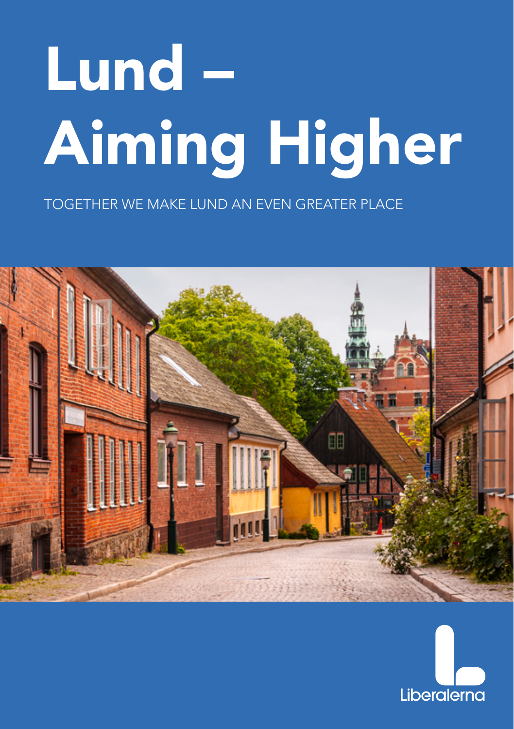# Lund – Aiming Higher

TOGETHER WE MAKE LUND AN EVEN GREATER PLACE

Liberalerna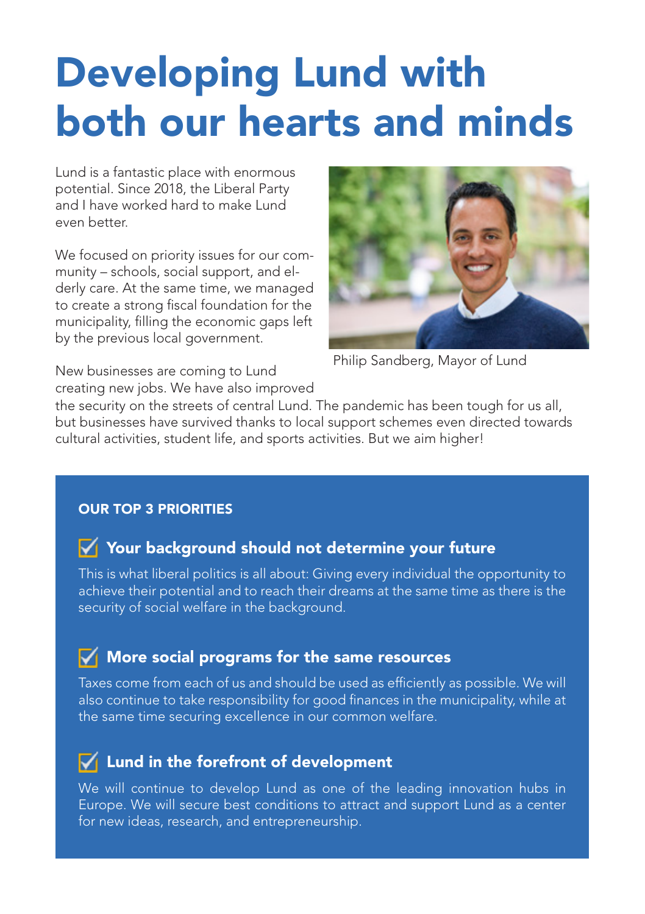# Developing Lund with both our hearts and minds

Lund is a fantastic place with enormous potential. Since 2018, the Liberal Party and I have worked hard to make Lund even better.

We focused on priority issues for our community – schools, social support, and elderly care. At the same time, we managed to create a strong fiscal foundation for the municipality, filling the economic gaps left by the previous local government.

Philip Sandberg, Mayor of Lund

New businesses are coming to Lund creating new jobs. We have also improved the security on the streets of central Lund. The pandemic has been tough for us all, but businesses have survived thanks to local support schemes even directed towards cultural activities, student life, and sports activities. But we aim higher!

## OUR TOP 3 PRIORITIES

### Your background should not determine your future

This is what liberal politics is all about: Giving every individual the opportunity to achieve their potential and to reach their dreams at the same time as there is the security of social welfare in the background.

### More social programs for the same resources

Taxes come from each of us and should be used as efficiently as possible. We will also continue to take responsibility for good finances in the municipality, while at the same time securing excellence in our common welfare.

### Lund in the forefront of development

We will continue to develop Lund as one of the leading innovation hubs in Europe. We will secure best conditions to attract and support Lund as a center for new ideas, research, and entrepreneurship.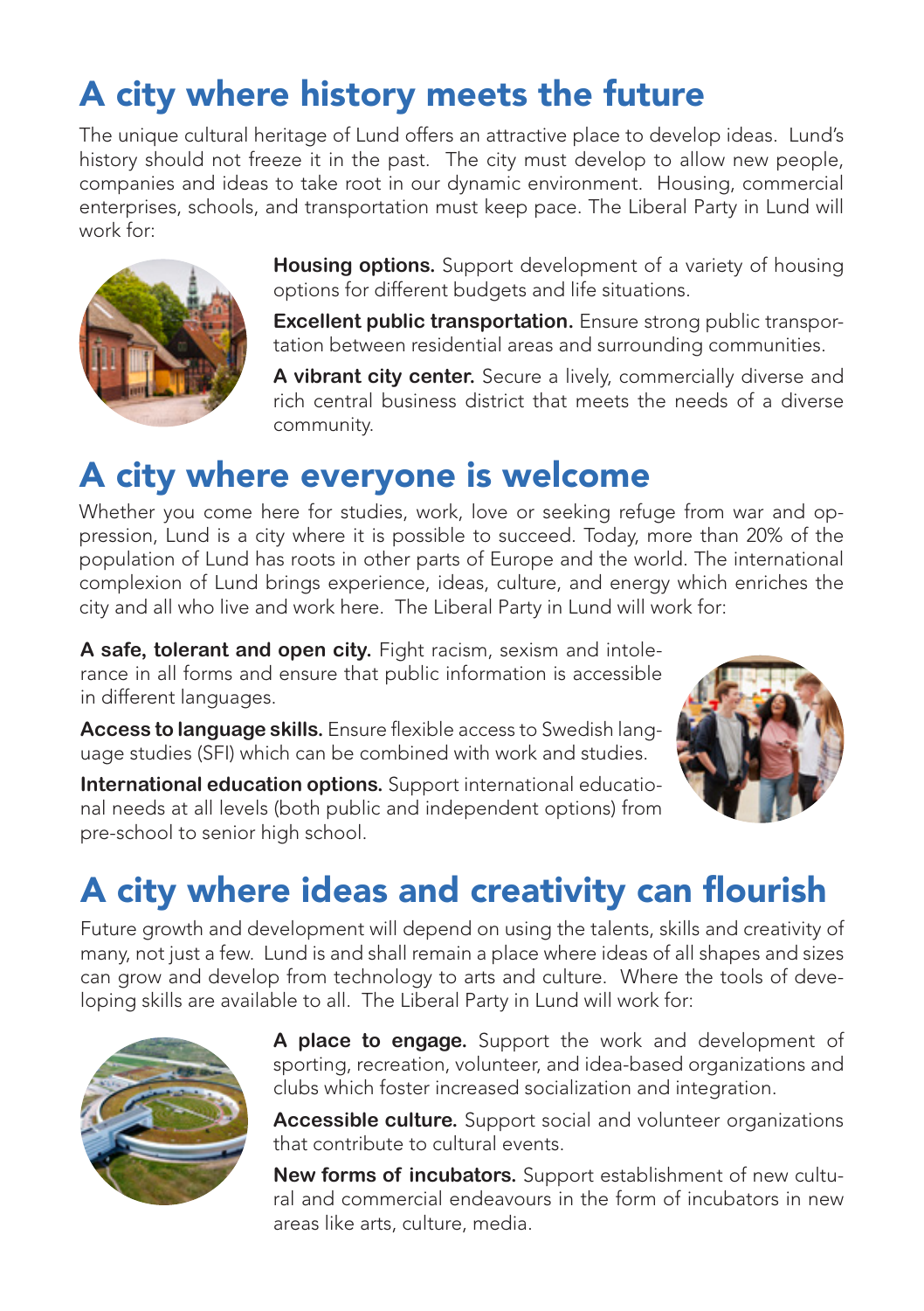# A city where history meets the future

The unique cultural heritage of Lund offers an attractive place to develop ideas. Lund's history should not freeze it in the past. The city must develop to allow new people, companies and ideas to take root in our dynamic environment. Housing, commercial enterprises, schools, and transportation must keep pace. The Liberal Party in Lund will work for:

**Housing options.** Support development of a variety of housing options for different budgets and life situations.

**Excellent public transportation.** Ensure strong public transportation between residential areas and surrounding communities.

**A vibrant city center.** Secure a lively, commercially diverse and rich central business district that meets the needs of a diverse community.

# A city where everyone is welcome

Whether you come here for studies, work, love or seeking refuge from war and oppression, Lund is a city where it is possible to succeed. Today, more than 20% of the population of Lund has roots in other parts of Europe and the world. The international complexion of Lund brings experience, ideas, culture, and energy which enriches the city and all who live and work here. The Liberal Party in Lund will work for:

**A safe, tolerant and open city.** Fight racism, sexism and intolerance in all forms and ensure that public information is accessible in different languages.

**Access to language skills.** Ensure flexible access to Swedish language studies (SFI) which can be combined with work and studies.

**International education options.** Support international educational needs at all levels (both public and independent options) from pre-school to senior high school.

# A city where ideas and creativity can flourish

Future growth and development will depend on using the talents, skills and creativity of many, not just a few. Lund is and shall remain a place where ideas of all shapes and sizes can grow and develop from technology to arts and culture. Where the tools of developing skills are available to all. The Liberal Party in Lund will work for:

**A place to engage.** Support the work and development of sporting, recreation, volunteer, and idea-based organizations and clubs which foster increased socialization and integration.

**Accessible culture.** Support social and volunteer organizations that contribute to cultural events.

**New forms of incubators.** Support establishment of new cultural and commercial endeavours in the form of incubators in new areas like arts, culture, media.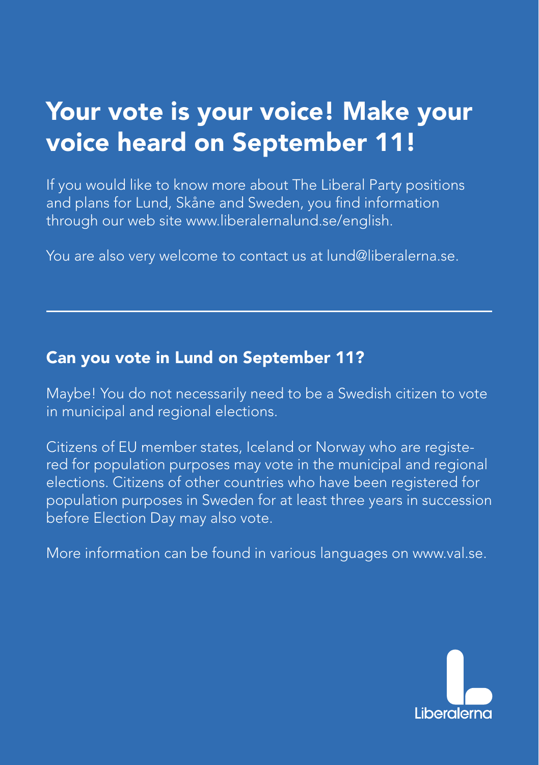# Your vote is your voice! Make your voice heard on September 11!

If you would like to know more about The Liberal Party positions and plans for Lund, Skåne and Sweden, you find information through our web site www.liberalernalund.se/english.

You are also very welcome to contact us at lund@liberalerna.se.

---

## Can you vote in Lund on September 11?

Maybe! You do not necessarily need to be a Swedish citizen to vote in municipal and regional elections.

Citizens of EU member states, Iceland or Norway who are registered for population purposes may vote in the municipal and regional elections. Citizens of other countries who have been registered for population purposes in Sweden for at least three years in succession before Election Day may also vote.

More information can be found in various languages on www.val.se.

Liberalerna